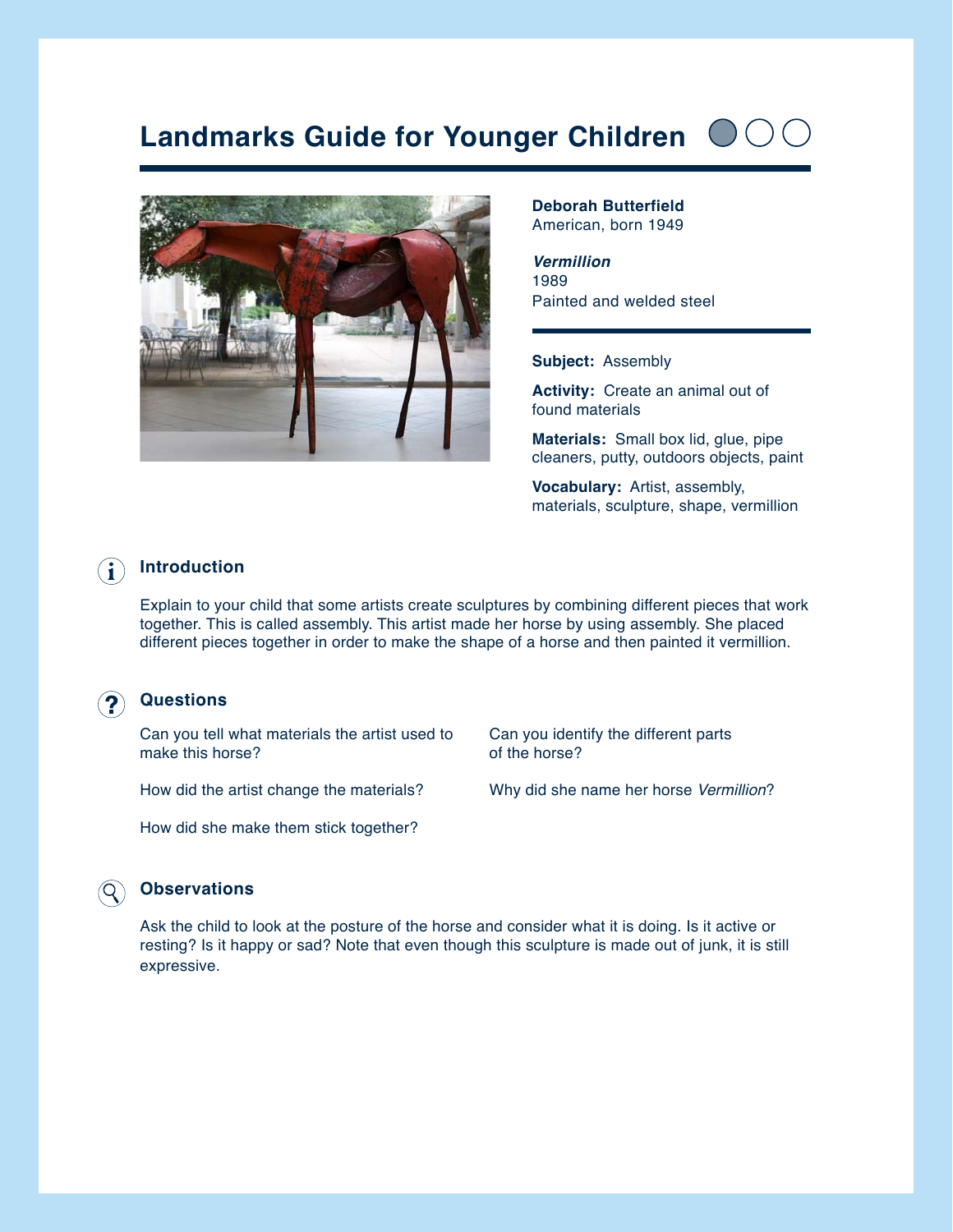# Landmarks Guide for Younger Children

**Deborah Butterfield**
American, born 1949

***Vermillion***
1989
Painted and welded steel

**Subject:** Assembly

**Activity:** Create an animal out of found materials

**Materials:** Small box lid, glue, pipe cleaners, putty, outdoors objects, paint

**Vocabulary:** Artist, assembly, materials, sculpture, shape, vermillion

## Introduction

Explain to your child that some artists create sculptures by combining different pieces that work together. This is called assembly. This artist made her horse by using assembly. She placed different pieces together in order to make the shape of a horse and then painted it vermillion.

## Questions

Can you tell what materials the artist used to make this horse?

How did the artist change the materials?

How did she make them stick together?

Can you identify the different parts of the horse?

Why did she name her horse *Vermillion*?

## Observations

Ask the child to look at the posture of the horse and consider what it is doing. Is it active or resting? Is it happy or sad? Note that even though this sculpture is made out of junk, it is still expressive.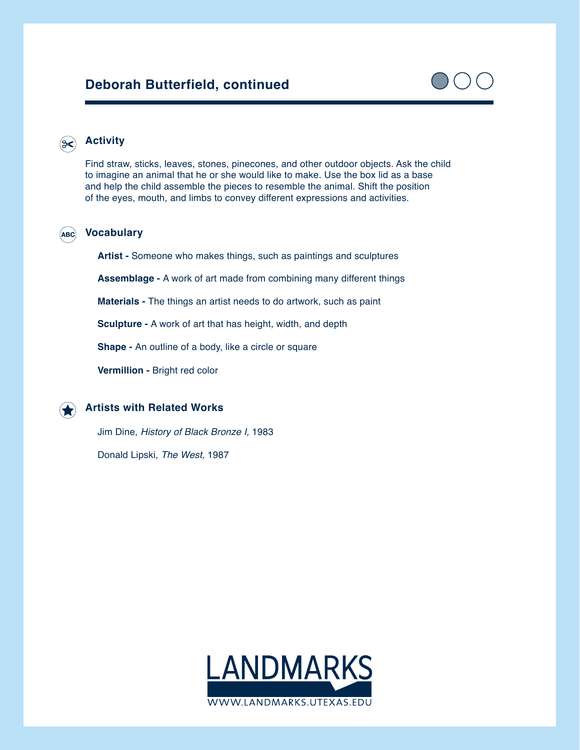## Deborah Butterfield, continued

### Activity

Find straw, sticks, leaves, stones, pinecones, and other outdoor objects. Ask the child to imagine an animal that he or she would like to make. Use the box lid as a base and help the child assemble the pieces to resemble the animal. Shift the position of the eyes, mouth, and limbs to convey different expressions and activities.

### Vocabulary

**Artist -** Someone who makes things, such as paintings and sculptures

**Assemblage -** A work of art made from combining many different things

**Materials -** The things an artist needs to do artwork, such as paint

**Sculpture -** A work of art that has height, width, and depth

**Shape -** An outline of a body, like a circle or square

**Vermillion -** Bright red color

### Artists with Related Works

Jim Dine, *History of Black Bronze I,* 1983

Donald Lipski, *The West,* 1987

LANDMARKS

WWW.LANDMARKS.UTEXAS.EDU